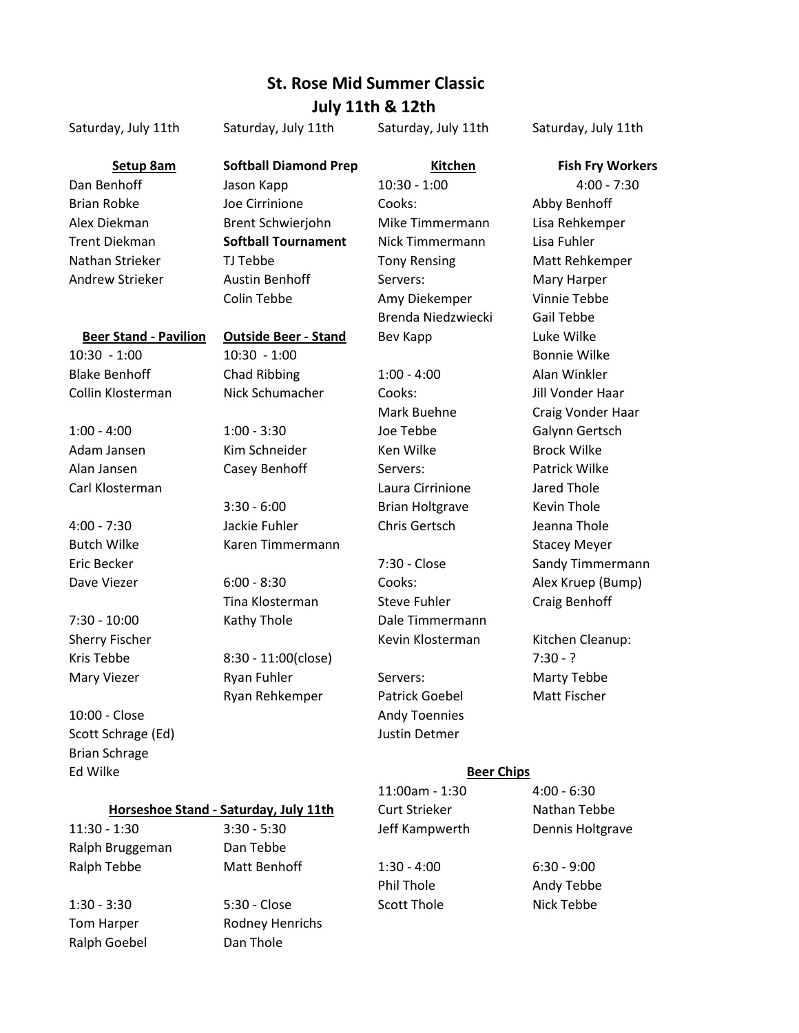# St. Rose Mid Summer Classic
## July 11th & 12th

Saturday, July 11th

**Setup 8am**

Dan Benhoff
Brian Robke
Alex Diekman
Trent Diekman
Nathan Strieker
Andrew Strieker

**Beer Stand - Pavilion**

10:30 - 1:00
Blake Benhoff
Collin Klosterman

1:00 - 4:00
Adam Jansen
Alan Jansen
Carl Klosterman

4:00 - 7:30
Butch Wilke
Eric Becker
Dave Viezer

7:30 - 10:00
Sherry Fischer
Kris Tebbe
Mary Viezer

10:00 - Close
Scott Schrage (Ed)
Brian Schrage
Ed Wilke

Saturday, July 11th

**Softball Diamond Prep**

Jason Kapp
Joe Cirrinione
Brent Schwierjohn

**Softball Tournament**

TJ Tebbe
Austin Benhoff
Colin Tebbe

**Outside Beer - Stand**

10:30 - 1:00
Chad Ribbing
Nick Schumacher

1:00 - 3:30
Kim Schneider
Casey Benhoff

3:30 - 6:00
Jackie Fuhler
Karen Timmermann

6:00 - 8:30
Tina Klosterman
Kathy Thole

8:30 - 11:00(close)
Ryan Fuhler
Ryan Rehkemper

**Horseshoe Stand - Saturday, July 11th**

11:30 - 1:30
Ralph Bruggeman
Ralph Tebbe

1:30 - 3:30
Tom Harper
Ralph Goebel

3:30 - 5:30
Dan Tebbe
Matt Benhoff

5:30 - Close
Rodney Henrichs
Dan Thole

Saturday, July 11th

**Kitchen**

10:30 - 1:00
Cooks:
Mike Timmermann
Nick Timmermann
Tony Rensing
Servers:
Amy Diekemper
Brenda Niedzwiecki
Bev Kapp

1:00 - 4:00
Cooks:
Mark Buehne
Joe Tebbe
Ken Wilke
Servers:
Laura Cirrinione
Brian Holtgrave
Chris Gertsch

7:30 - Close
Cooks:
Steve Fuhler
Dale Timmermann
Kevin Klosterman

Servers:
Patrick Goebel
Andy Toennies
Justin Detmer

Saturday, July 11th

**Fish Fry Workers**

4:00 - 7:30
Abby Benhoff
Lisa Rehkemper
Lisa Fuhler
Matt Rehkemper
Mary Harper
Vinnie Tebbe
Gail Tebbe
Luke Wilke
Bonnie Wilke
Alan Winkler
Jill Vonder Haar
Craig Vonder Haar
Galynn Gertsch
Brock Wilke
Patrick Wilke
Jared Thole
Kevin Thole
Jeanna Thole
Stacey Meyer
Sandy Timmermann
Alex Kruep (Bump)
Craig Benhoff

Kitchen Cleanup:
7:30 - ?
Marty Tebbe
Matt Fischer

**Beer Chips**

11:00am - 1:30
Curt Strieker
Jeff Kampwerth

1:30 - 4:00
Phil Thole
Scott Thole

4:00 - 6:30
Nathan Tebbe
Dennis Holtgrave

6:30 - 9:00
Andy Tebbe
Nick Tebbe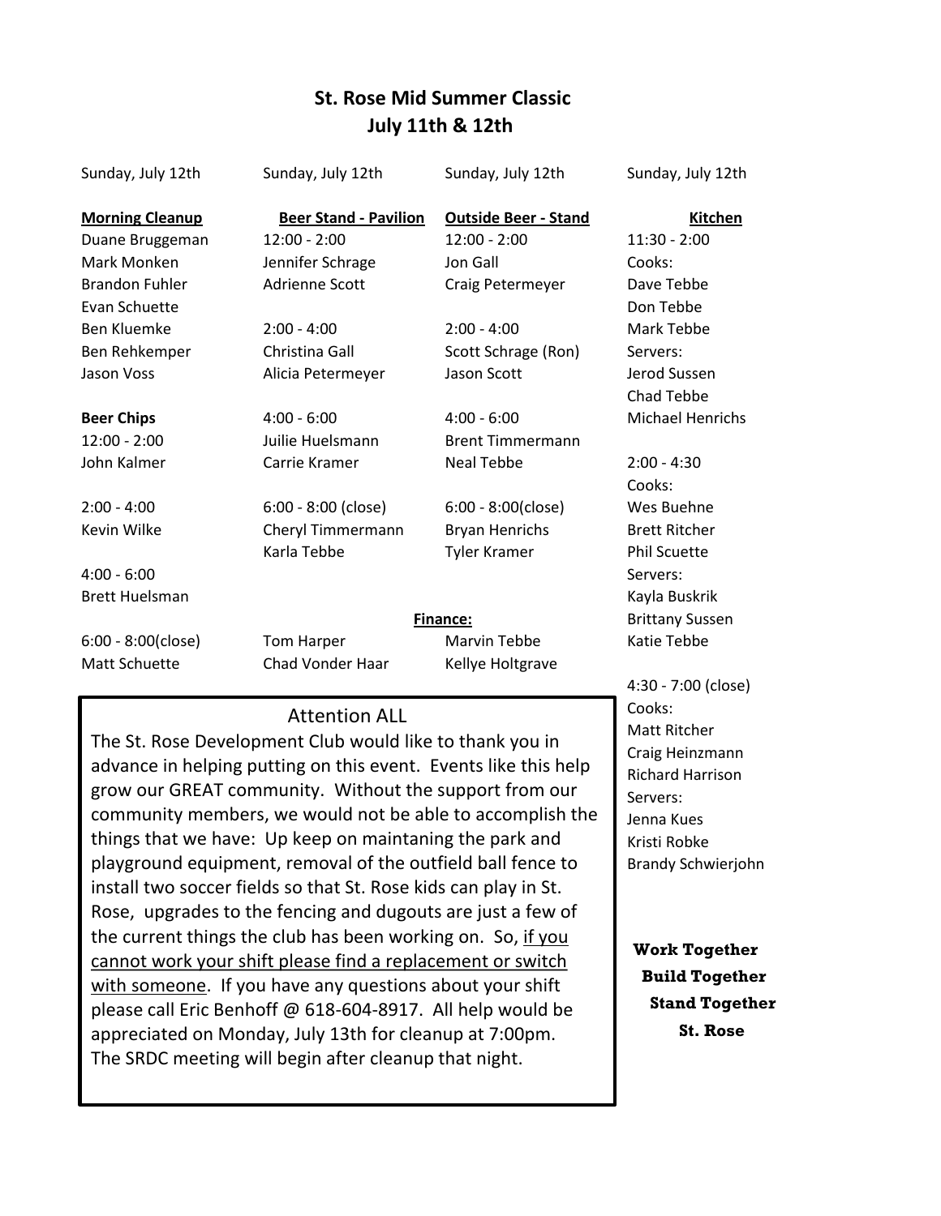# St. Rose Mid Summer Classic
## July 11th & 12th

Sunday, July 12th

**Morning Cleanup**

Duane Bruggeman
Mark Monken
Brandon Fuhler
Evan Schuette
Ben Kluemke
Ben Rehkemper
Jason Voss

**Beer Chips**

12:00 - 2:00
John Kalmer

2:00 - 4:00
Kevin Wilke

4:00 - 6:00
Brett Huelsman

6:00 - 8:00(close)
Matt Schuette

Sunday, July 12th

**Beer Stand - Pavilion**

12:00 - 2:00
Jennifer Schrage
Adrienne Scott

2:00 - 4:00
Christina Gall
Alicia Petermeyer

4:00 - 6:00
Juilie Huelsmann
Carrie Kramer

6:00 - 8:00 (close)
Cheryl Timmermann
Karla Tebbe

Sunday, July 12th

**Outside Beer - Stand**

12:00 - 2:00
Jon Gall
Craig Petermeyer

2:00 - 4:00
Scott Schrage (Ron)
Jason Scott

4:00 - 6:00
Brent Timmermann
Neal Tebbe

6:00 - 8:00(close)
Bryan Henrichs
Tyler Kramer

**Finance:**

Tom Harper
Chad Vonder Haar
Marvin Tebbe
Kellye Holtgrave

Sunday, July 12th

**Kitchen**

11:30 - 2:00
Cooks:
Dave Tebbe
Don Tebbe
Mark Tebbe
Servers:
Jerod Sussen
Chad Tebbe
Michael Henrichs

2:00 - 4:30
Cooks:
Wes Buehne
Brett Ritcher
Phil Scuette
Servers:
Kayla Buskrik
Brittany Sussen
Katie Tebbe

4:30 - 7:00 (close)
Cooks:
Matt Ritcher
Craig Heinzmann
Richard Harrison
Servers:
Jenna Kues
Kristi Robke
Brandy Schwierjohn

### Attention ALL

The St. Rose Development Club would like to thank you in advance in helping putting on this event. Events like this help grow our GREAT community. Without the support from our community members, we would not be able to accomplish the things that we have: Up keep on maintaning the park and playground equipment, removal of the outfield ball fence to install two soccer fields so that St. Rose kids can play in St. Rose, upgrades to the fencing and dugouts are just a few of the current things the club has been working on. So, if you cannot work your shift please find a replacement or switch with someone. If you have any questions about your shift please call Eric Benhoff @ 618-604-8917. All help would be appreciated on Monday, July 13th for cleanup at 7:00pm. The SRDC meeting will begin after cleanup that night.

**Work Together**
**Build Together**
**Stand Together**
**St. Rose**